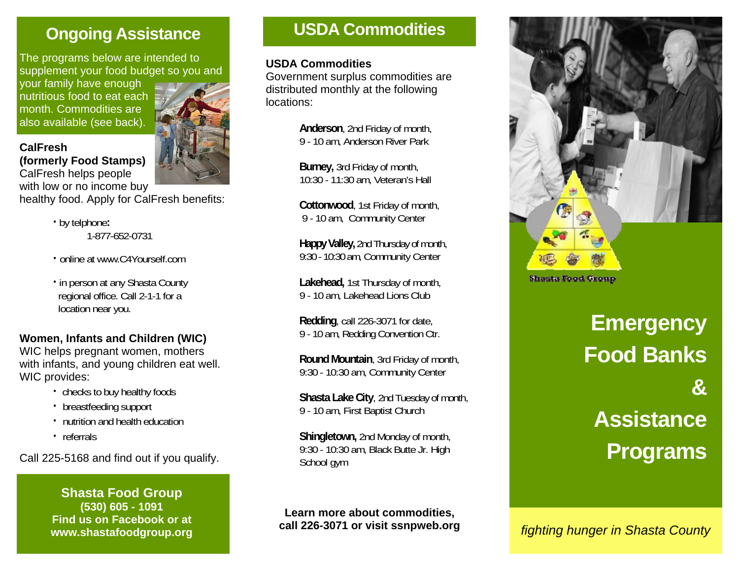## Ongoing Assistance

The programs below are intended to supplement your food budget so you and your family have enough nutritious food to eat each month. Commodities are also available (see back).

**CalFresh (formerly Food Stamps)**
CalFresh helps people with low or no income buy healthy food. Apply for CalFresh benefits:

- by telphone**:** 1-877-652-0731
- online at www.C4Yourself.com
- in person at any Shasta County regional office. Call 2-1-1 for a location near you.

**Women, Infants and Children (WIC)**
WIC helps pregnant women, mothers with infants, and young children eat well. WIC provides:

- checks to buy healthy foods
- breastfeeding support
- nutrition and health education
- referrals

Call 225-5168 and find out if you qualify.

**Shasta Food Group**
**(530) 605 - 1091**
**Find us on Facebook or at www.shastafoodgroup.org**

## USDA Commodities

**USDA Commodities**
Government surplus commodities are distributed monthly at the following locations:

**Anderson**, 2nd Friday of month, 9 - 10 am, Anderson River Park

**Burney,** 3rd Friday of month, 10:30 - 11:30 am, Veteran's Hall

**Cottonwood**, 1st Friday of month, 9 - 10 am, Community Center

**Happy Valley,** 2nd Thursday of month, 9:30 - 10:30 am, Community Center

**Lakehead,** 1st Thursday of month, 9 - 10 am, Lakehead Lions Club

**Redding**, call 226-3071 for date, 9 - 10 am, Redding Convention Ctr.

**Round Mountain**, 3rd Friday of month, 9:30 - 10:30 am, Community Center

**Shasta Lake City**, 2nd Tuesday of month, 9 - 10 am, First Baptist Church

**Shingletown,** 2nd Monday of month, 9:30 - 10:30 am, Black Butte Jr. High School gym

**Learn more about commodities, call 226-3071 or visit ssnpweb.org**

Shasta Food Group

# Emergency Food Banks & Assistance Programs

*fighting hunger in Shasta County*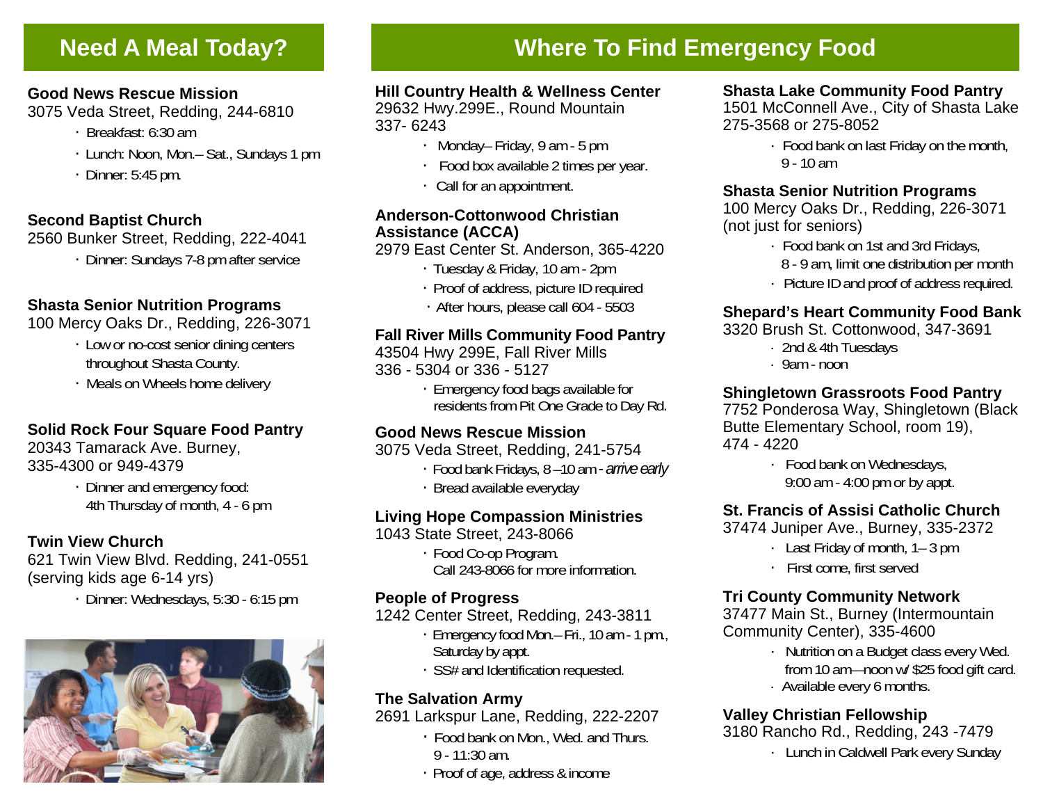## Need A Meal Today?

**Good News Rescue Mission**
3075 Veda Street, Redding, 244-6810

- Breakfast: 6:30 am
- Lunch: Noon, Mon.– Sat., Sundays 1 pm
- Dinner: 5:45 pm.

**Second Baptist Church**
2560 Bunker Street, Redding, 222-4041

- Dinner: Sundays 7-8 pm after service

**Shasta Senior Nutrition Programs**
100 Mercy Oaks Dr., Redding, 226-3071

- Low or no-cost senior dining centers throughout Shasta County.
- Meals on Wheels home delivery

**Solid Rock Four Square Food Pantry**
20343 Tamarack Ave. Burney,
335-4300 or 949-4379

- Dinner and emergency food: 4th Thursday of month, 4 - 6 pm

**Twin View Church**
621 Twin View Blvd. Redding, 241-0551
(serving kids age 6-14 yrs)

- Dinner: Wednesdays, 5:30 - 6:15 pm

## Where To Find Emergency Food

**Hill Country Health & Wellness Center**
29632 Hwy.299E., Round Mountain
337- 6243

- Monday– Friday, 9 am - 5 pm
- Food box available 2 times per year.
- Call for an appointment.

**Anderson-Cottonwood Christian Assistance (ACCA)**
2979 East Center St. Anderson, 365-4220

- Tuesday & Friday, 10 am - 2pm
- Proof of address, picture ID required
- After hours, please call 604 - 5503

**Fall River Mills Community Food Pantry**
43504 Hwy 299E, Fall River Mills
336 - 5304 or 336 - 5127

- Emergency food bags available for residents from Pit One Grade to Day Rd.

**Good News Rescue Mission**
3075 Veda Street, Redding, 241-5754

- Food bank Fridays, 8 –10 am - *arrive early*
- Bread available everyday

**Living Hope Compassion Ministries**
1043 State Street, 243-8066

- Food Co-op Program. Call 243-8066 for more information.

**People of Progress**
1242 Center Street, Redding, 243-3811

- Emergency food Mon.– Fri., 10 am - 1 pm., Saturday by appt.
- SS# and Identification requested.

**The Salvation Army**
2691 Larkspur Lane, Redding, 222-2207

- Food bank on Mon., Wed. and Thurs. 9 - 11:30 am.
- Proof of age, address & income

**Shasta Lake Community Food Pantry**
1501 McConnell Ave., City of Shasta Lake
275-3568 or 275-8052

- Food bank on last Friday on the month, 9 - 10 am

**Shasta Senior Nutrition Programs**
100 Mercy Oaks Dr., Redding, 226-3071
(not just for seniors)

- Food bank on 1st and 3rd Fridays, 8 - 9 am, limit one distribution per month
- Picture ID and proof of address required.

**Shepard's Heart Community Food Bank**
3320 Brush St. Cottonwood, 347-3691

- 2nd & 4th Tuesdays
- 9am - noon

**Shingletown Grassroots Food Pantry**
7752 Ponderosa Way, Shingletown (Black Butte Elementary School, room 19),
474 - 4220

- Food bank on Wednesdays, 9:00 am - 4:00 pm or by appt.

**St. Francis of Assisi Catholic Church**
37474 Juniper Ave., Burney, 335-2372

- Last Friday of month, 1– 3 pm
- First come, first served

**Tri County Community Network**
37477 Main St., Burney (Intermountain Community Center), 335-4600

- Nutrition on a Budget class every Wed. from 10 am—noon w/ $25 food gift card.
- Available every 6 months.

**Valley Christian Fellowship**
3180 Rancho Rd., Redding, 243 -7479

- Lunch in Caldwell Park every Sunday